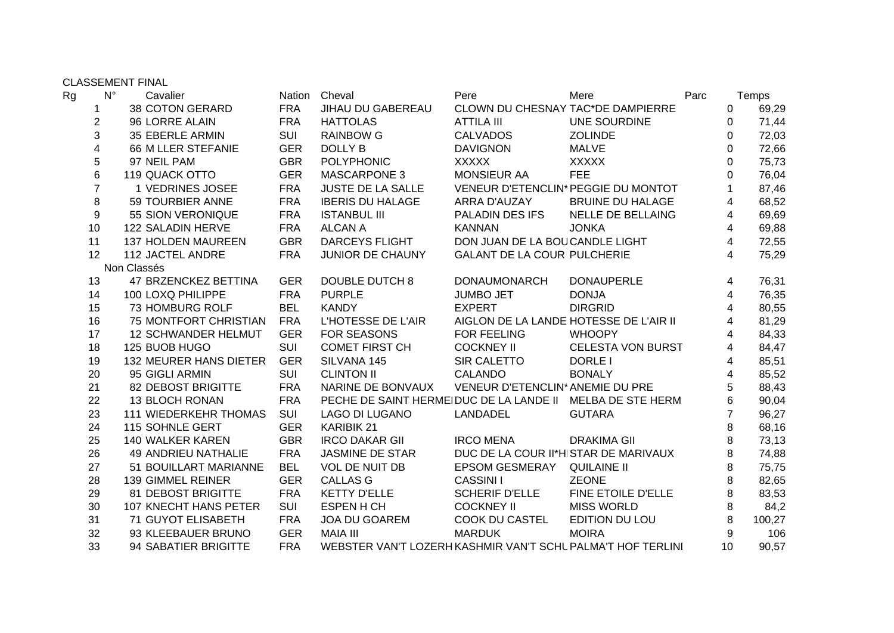CLASSEMENT FINAL

| Rg | N° | Cavalier | Nation | Cheval | Pere | Mere | Parc | Temps |
|---|---|---|---|---|---|---|---|---|
| 1 | 38 | COTON GERARD | FRA | JIHAU DU GABEREAU | CLOWN DU CHESNAY | TAC*DE DAMPIERRE | 0 | 69,29 |
| 2 | 96 | LORRE ALAIN | FRA | HATTOLAS | ATTILA III | UNE SOURDINE | 0 | 71,44 |
| 3 | 35 | EBERLE ARMIN | SUI | RAINBOW G | CALVADOS | ZOLINDE | 0 | 72,03 |
| 4 | 66 | M LLER STEFANIE | GER | DOLLY B | DAVIGNON | MALVE | 0 | 72,66 |
| 5 | 97 | NEIL PAM | GBR | POLYPHONIC | XXXXX | XXXXX | 0 | 75,73 |
| 6 | 119 | QUACK OTTO | GER | MASCARPONE 3 | MONSIEUR AA | FEE | 0 | 76,04 |
| 7 | 1 | VEDRINES JOSEE | FRA | JUSTE DE LA SALLE | VENEUR D'ETENCLIN* | PEGGIE DU MONTOT | 1 | 87,46 |
| 8 | 59 | TOURBIER ANNE | FRA | IBERIS DU HALAGE | ARRA D'AUZAY | BRUINE DU HALAGE | 4 | 68,52 |
| 9 | 55 | SION VERONIQUE | FRA | ISTANBUL III | PALADIN DES IFS | NELLE DE BELLAING | 4 | 69,69 |
| 10 | 122 | SALADIN HERVE | FRA | ALCAN A | KANNAN | JONKA | 4 | 69,88 |
| 11 | 137 | HOLDEN MAUREEN | GBR | DARCEYS FLIGHT | DON JUAN DE LA BOU | CANDLE LIGHT | 4 | 72,55 |
| 12 | 112 | JACTEL ANDRE | FRA | JUNIOR DE CHAUNY | GALANT DE LA COUR | PULCHERIE | 4 | 75,29 |
| | Non Classés | | | | | | | |
| 13 | 47 | BRZENCKEZ BETTINA | GER | DOUBLE DUTCH 8 | DONAUMONARCH | DONAUPERLE | 4 | 76,31 |
| 14 | 100 | LOXQ PHILIPPE | FRA | PURPLE | JUMBO JET | DONJA | 4 | 76,35 |
| 15 | 73 | HOMBURG ROLF | BEL | KANDY | EXPERT | DIRGRID | 4 | 80,55 |
| 16 | 75 | MONTFORT CHRISTIAN | FRA | L'HOTESSE DE L'AIR | AIGLON DE LA LANDE | HOTESSE DE L'AIR II | 4 | 81,29 |
| 17 | 12 | SCHWANDER HELMUT | GER | FOR SEASONS | FOR FEELING | WHOOPY | 4 | 84,33 |
| 18 | 125 | BUOB HUGO | SUI | COMET FIRST CH | COCKNEY II | CELESTA VON BURST | 4 | 84,47 |
| 19 | 132 | MEURER HANS DIETER | GER | SILVANA 145 | SIR CALETTO | DORLE I | 4 | 85,51 |
| 20 | 95 | GIGLI ARMIN | SUI | CLINTON II | CALANDO | BONALY | 4 | 85,52 |
| 21 | 82 | DEBOST BRIGITTE | FRA | NARINE DE BONVAUX | VENEUR D'ETENCLIN* | ANEMIE DU PRE | 5 | 88,43 |
| 22 | 13 | BLOCH RONAN | FRA | PECHE DE SAINT HERMEI | DUC DE LA LANDE II | MELBA DE STE HERM | 6 | 90,04 |
| 23 | 111 | WIEDERKEHR THOMAS | SUI | LAGO DI LUGANO | LANDADEL | GUTARA | 7 | 96,27 |
| 24 | 115 | SOHNLE GERT | GER | KARIBIK 21 | | | 8 | 68,16 |
| 25 | 140 | WALKER KAREN | GBR | IRCO DAKAR GII | IRCO MENA | DRAKIMA GII | 8 | 73,13 |
| 26 | 49 | ANDRIEU NATHALIE | FRA | JASMINE DE STAR | DUC DE LA COUR II*HI | STAR DE MARIVAUX | 8 | 74,88 |
| 27 | 51 | BOUILLART MARIANNE | BEL | VOL DE NUIT DB | EPSOM GESMERAY | QUILAINE II | 8 | 75,75 |
| 28 | 139 | GIMMEL REINER | GER | CALLAS G | CASSINI I | ZEONE | 8 | 82,65 |
| 29 | 81 | DEBOST BRIGITTE | FRA | KETTY D'ELLE | SCHERIF D'ELLE | FINE ETOILE D'ELLE | 8 | 83,53 |
| 30 | 107 | KNECHT HANS PETER | SUI | ESPEN H CH | COCKNEY II | MISS WORLD | 8 | 84,2 |
| 31 | 71 | GUYOT ELISABETH | FRA | JOA DU GOAREM | COOK DU CASTEL | EDITION DU LOU | 8 | 100,27 |
| 32 | 93 | KLEEBAUER BRUNO | GER | MAIA III | MARDUK | MOIRA | 9 | 106 |
| 33 | 94 | SABATIER BRIGITTE | FRA | WEBSTER VAN'T LOZERH | KASHMIR VAN'T SCHU | PALMA'T HOF TERLINI | 10 | 90,57 |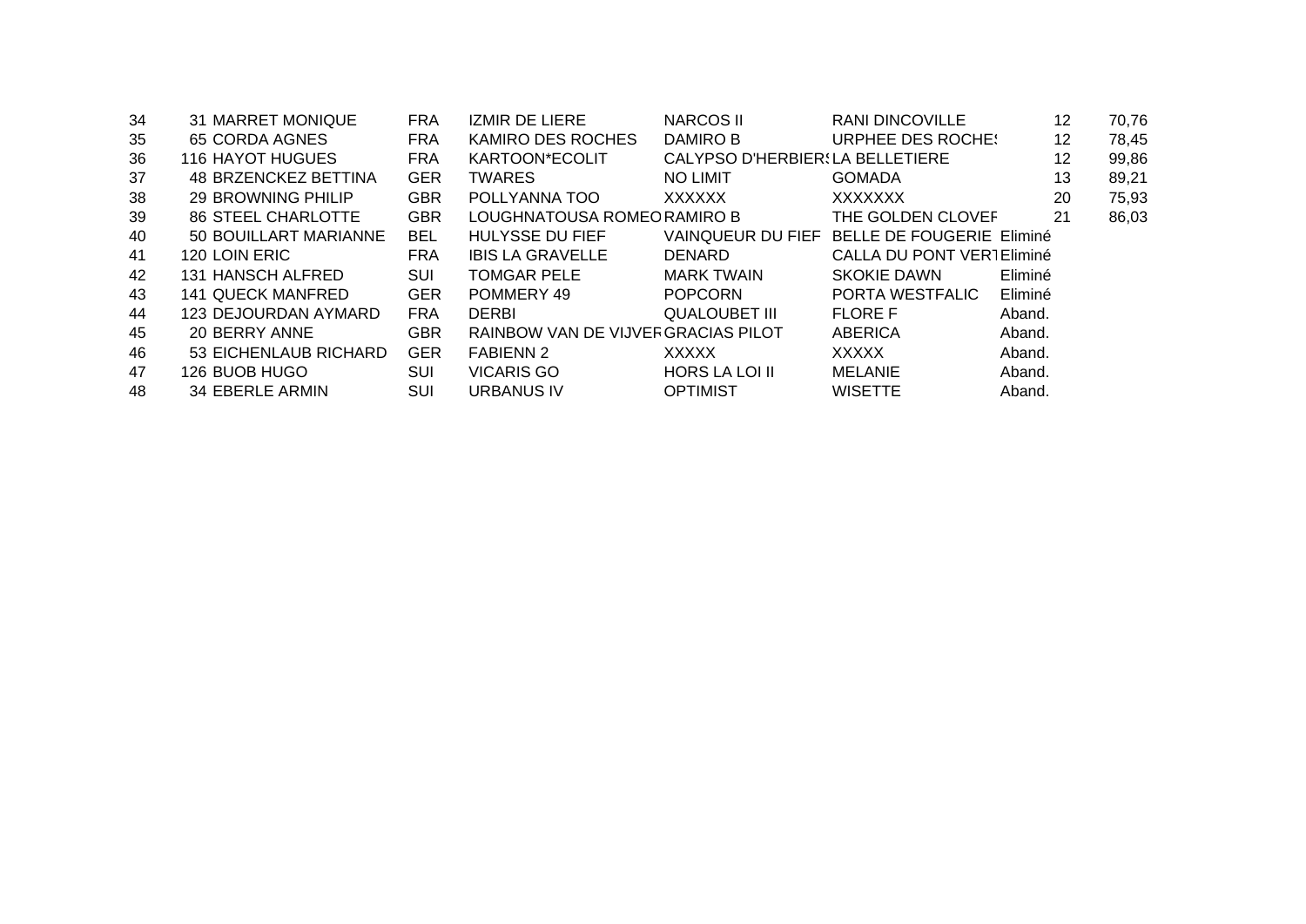| | | | | | | | | |
|---|---|---|---|---|---|---|---|---|
| 34 | 31 MARRET MONIQUE | FRA | IZMIR DE LIERE | NARCOS II | RANI DINCOVILLE | | 12 | 70,76 |
| 35 | 65 CORDA AGNES | FRA | KAMIRO DES ROCHES | DAMIRO B | URPHEE DES ROCHES | | 12 | 78,45 |
| 36 | 116 HAYOT HUGUES | FRA | KARTOON*ECOLIT | CALYPSO D'HERBIERS | LA BELLETIERE | | 12 | 99,86 |
| 37 | 48 BRZENCKEZ BETTINA | GER | TWARES | NO LIMIT | GOMADA | | 13 | 89,21 |
| 38 | 29 BROWNING PHILIP | GBR | POLLYANNA TOO | XXXXXX | XXXXXXX | | 20 | 75,93 |
| 39 | 86 STEEL CHARLOTTE | GBR | LOUGHNATOUSA ROMEO | RAMIRO B | THE GOLDEN CLOVER | | 21 | 86,03 |
| 40 | 50 BOUILLART MARIANNE | BEL | HULYSSE DU FIEF | VAINQUEUR DU FIEF | BELLE DE FOUGERIE | Eliminé | | |
| 41 | 120 LOIN ERIC | FRA | IBIS LA GRAVELLE | DENARD | CALLA DU PONT VERT | Eliminé | | |
| 42 | 131 HANSCH ALFRED | SUI | TOMGAR PELE | MARK TWAIN | SKOKIE DAWN | Eliminé | | |
| 43 | 141 QUECK MANFRED | GER | POMMERY 49 | POPCORN | PORTA WESTFALIC | Eliminé | | |
| 44 | 123 DEJOURDAN AYMARD | FRA | DERBI | QUALOUBET III | FLORE F | Aband. | | |
| 45 | 20 BERRY ANNE | GBR | RAINBOW VAN DE VIJVER | GRACIAS PILOT | ABERICA | Aband. | | |
| 46 | 53 EICHENLAUB RICHARD | GER | FABIENN 2 | XXXXX | XXXXX | Aband. | | |
| 47 | 126 BUOB HUGO | SUI | VICARIS GO | HORS LA LOI II | MELANIE | Aband. | | |
| 48 | 34 EBERLE ARMIN | SUI | URBANUS IV | OPTIMIST | WISETTE | Aband. | | |